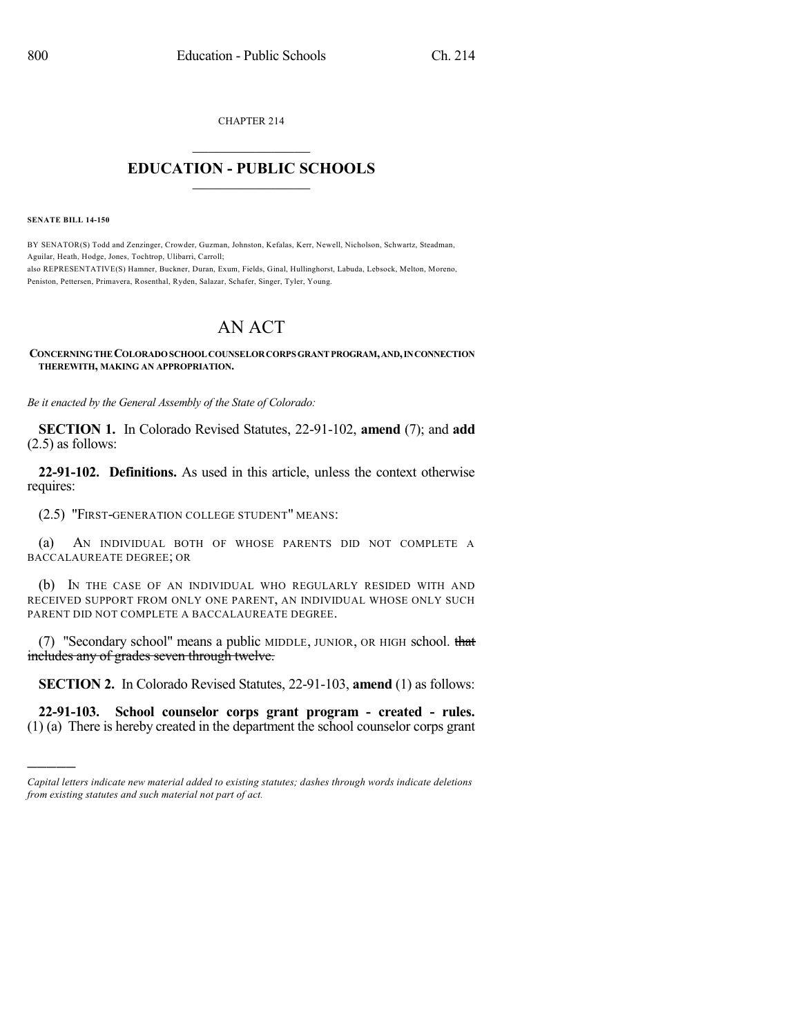CHAPTER 214

# EDUCATION - PUBLIC SCHOOLS

**SENATE BILL 14-150**

BY SENATOR(S) Todd and Zenzinger, Crowder, Guzman, Johnston, Kefalas, Kerr, Newell, Nicholson, Schwartz, Steadman, Aguilar, Heath, Hodge, Jones, Tochtrop, Ulibarri, Carroll;
also REPRESENTATIVE(S) Hamner, Buckner, Duran, Exum, Fields, Ginal, Hullinghorst, Labuda, Lebsock, Melton, Moreno, Peniston, Pettersen, Primavera, Rosenthal, Ryden, Salazar, Schafer, Singer, Tyler, Young.

# AN ACT

**CONCERNING THE COLORADO SCHOOL COUNSELOR CORPS GRANT PROGRAM, AND, IN CONNECTION THEREWITH, MAKING AN APPROPRIATION.**

*Be it enacted by the General Assembly of the State of Colorado:*

**SECTION 1.** In Colorado Revised Statutes, 22-91-102, **amend** (7); and **add** (2.5) as follows:

**22-91-102. Definitions.** As used in this article, unless the context otherwise requires:

(2.5) "FIRST-GENERATION COLLEGE STUDENT" MEANS:

(a) AN INDIVIDUAL BOTH OF WHOSE PARENTS DID NOT COMPLETE A BACCALAUREATE DEGREE; OR

(b) IN THE CASE OF AN INDIVIDUAL WHO REGULARLY RESIDED WITH AND RECEIVED SUPPORT FROM ONLY ONE PARENT, AN INDIVIDUAL WHOSE ONLY SUCH PARENT DID NOT COMPLETE A BACCALAUREATE DEGREE.

(7) "Secondary school" means a public MIDDLE, JUNIOR, OR HIGH school. ~~that includes any of grades seven through twelve.~~

**SECTION 2.** In Colorado Revised Statutes, 22-91-103, **amend** (1) as follows:

**22-91-103. School counselor corps grant program - created - rules.** (1) (a) There is hereby created in the department the school counselor corps grant

*Capital letters indicate new material added to existing statutes; dashes through words indicate deletions from existing statutes and such material not part of act.*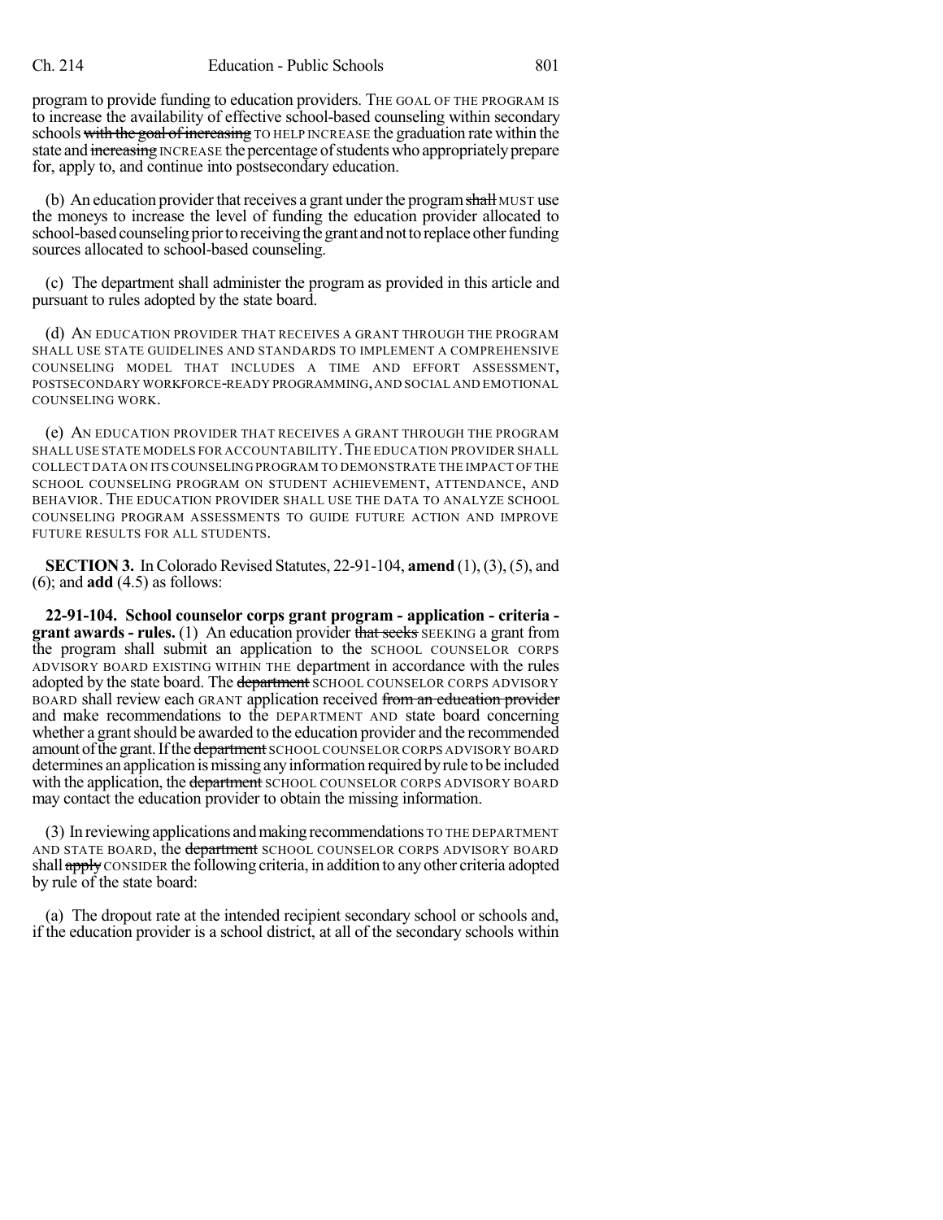program to provide funding to education providers. THE GOAL OF THE PROGRAM IS to increase the availability of effective school-based counseling within secondary schools ~~with the goal of increasing~~ TO HELP INCREASE the graduation rate within the state and ~~increasing~~ INCREASE the percentage of students who appropriately prepare for, apply to, and continue into postsecondary education.

(b) An education provider that receives a grant under the program ~~shall~~ MUST use the moneys to increase the level of funding the education provider allocated to school-based counseling prior to receiving the grant and not to replace other funding sources allocated to school-based counseling.

(c) The department shall administer the program as provided in this article and pursuant to rules adopted by the state board.

(d) AN EDUCATION PROVIDER THAT RECEIVES A GRANT THROUGH THE PROGRAM SHALL USE STATE GUIDELINES AND STANDARDS TO IMPLEMENT A COMPREHENSIVE COUNSELING MODEL THAT INCLUDES A TIME AND EFFORT ASSESSMENT, POSTSECONDARY WORKFORCE-READY PROGRAMMING, AND SOCIAL AND EMOTIONAL COUNSELING WORK.

(e) AN EDUCATION PROVIDER THAT RECEIVES A GRANT THROUGH THE PROGRAM SHALL USE STATE MODELS FOR ACCOUNTABILITY. THE EDUCATION PROVIDER SHALL COLLECT DATA ON ITS COUNSELING PROGRAM TO DEMONSTRATE THE IMPACT OF THE SCHOOL COUNSELING PROGRAM ON STUDENT ACHIEVEMENT, ATTENDANCE, AND BEHAVIOR. THE EDUCATION PROVIDER SHALL USE THE DATA TO ANALYZE SCHOOL COUNSELING PROGRAM ASSESSMENTS TO GUIDE FUTURE ACTION AND IMPROVE FUTURE RESULTS FOR ALL STUDENTS.

**SECTION 3.** In Colorado Revised Statutes, 22-91-104, **amend** (1), (3), (5), and (6); and **add** (4.5) as follows:

**22-91-104. School counselor corps grant program - application - criteria - grant awards - rules.** (1) An education provider ~~that seeks~~ SEEKING a grant from the program shall submit an application to the SCHOOL COUNSELOR CORPS ADVISORY BOARD EXISTING WITHIN THE department in accordance with the rules adopted by the state board. The ~~department~~ SCHOOL COUNSELOR CORPS ADVISORY BOARD shall review each GRANT application received ~~from an education provider~~ and make recommendations to the DEPARTMENT AND state board concerning whether a grant should be awarded to the education provider and the recommended amount of the grant. If the ~~department~~ SCHOOL COUNSELOR CORPS ADVISORY BOARD determines an application is missing any information required by rule to be included with the application, the ~~department~~ SCHOOL COUNSELOR CORPS ADVISORY BOARD may contact the education provider to obtain the missing information.

(3) In reviewing applications and making recommendations TO THE DEPARTMENT AND STATE BOARD, the ~~department~~ SCHOOL COUNSELOR CORPS ADVISORY BOARD shall ~~apply~~ CONSIDER the following criteria, in addition to any other criteria adopted by rule of the state board:

(a) The dropout rate at the intended recipient secondary school or schools and, if the education provider is a school district, at all of the secondary schools within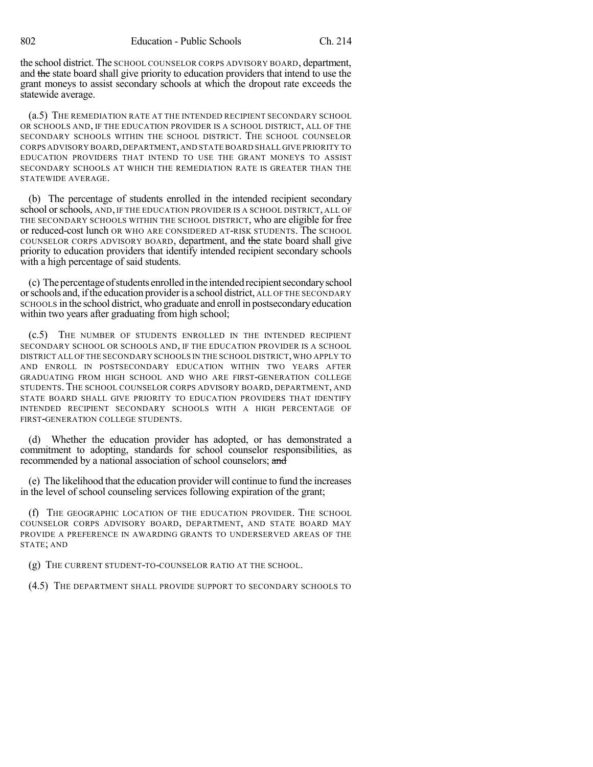the school district. The SCHOOL COUNSELOR CORPS ADVISORY BOARD, department, and ~~the~~ state board shall give priority to education providers that intend to use the grant moneys to assist secondary schools at which the dropout rate exceeds the statewide average.

(a.5) THE REMEDIATION RATE AT THE INTENDED RECIPIENT SECONDARY SCHOOL OR SCHOOLS AND, IF THE EDUCATION PROVIDER IS A SCHOOL DISTRICT, ALL OF THE SECONDARY SCHOOLS WITHIN THE SCHOOL DISTRICT. THE SCHOOL COUNSELOR CORPS ADVISORY BOARD, DEPARTMENT, AND STATE BOARD SHALL GIVE PRIORITY TO EDUCATION PROVIDERS THAT INTEND TO USE THE GRANT MONEYS TO ASSIST SECONDARY SCHOOLS AT WHICH THE REMEDIATION RATE IS GREATER THAN THE STATEWIDE AVERAGE.

(b) The percentage of students enrolled in the intended recipient secondary school or schools, AND, IF THE EDUCATION PROVIDER IS A SCHOOL DISTRICT, ALL OF THE SECONDARY SCHOOLS WITHIN THE SCHOOL DISTRICT, who are eligible for free or reduced-cost lunch OR WHO ARE CONSIDERED AT-RISK STUDENTS. The SCHOOL COUNSELOR CORPS ADVISORY BOARD, department, and ~~the~~ state board shall give priority to education providers that identify intended recipient secondary schools with a high percentage of said students.

(c) The percentage of students enrolled in the intended recipient secondary school or schools and, if the education provider is a school district, ALL OF THE SECONDARY SCHOOLS in the school district, who graduate and enroll in postsecondary education within two years after graduating from high school;

(c.5) THE NUMBER OF STUDENTS ENROLLED IN THE INTENDED RECIPIENT SECONDARY SCHOOL OR SCHOOLS AND, IF THE EDUCATION PROVIDER IS A SCHOOL DISTRICT ALL OF THE SECONDARY SCHOOLS IN THE SCHOOL DISTRICT, WHO APPLY TO AND ENROLL IN POSTSECONDARY EDUCATION WITHIN TWO YEARS AFTER GRADUATING FROM HIGH SCHOOL AND WHO ARE FIRST-GENERATION COLLEGE STUDENTS. THE SCHOOL COUNSELOR CORPS ADVISORY BOARD, DEPARTMENT, AND STATE BOARD SHALL GIVE PRIORITY TO EDUCATION PROVIDERS THAT IDENTIFY INTENDED RECIPIENT SECONDARY SCHOOLS WITH A HIGH PERCENTAGE OF FIRST-GENERATION COLLEGE STUDENTS.

(d) Whether the education provider has adopted, or has demonstrated a commitment to adopting, standards for school counselor responsibilities, as recommended by a national association of school counselors; ~~and~~

(e) The likelihood that the education provider will continue to fund the increases in the level of school counseling services following expiration of the grant;

(f) THE GEOGRAPHIC LOCATION OF THE EDUCATION PROVIDER. THE SCHOOL COUNSELOR CORPS ADVISORY BOARD, DEPARTMENT, AND STATE BOARD MAY PROVIDE A PREFERENCE IN AWARDING GRANTS TO UNDERSERVED AREAS OF THE STATE; AND

(g) THE CURRENT STUDENT-TO-COUNSELOR RATIO AT THE SCHOOL.

(4.5) THE DEPARTMENT SHALL PROVIDE SUPPORT TO SECONDARY SCHOOLS TO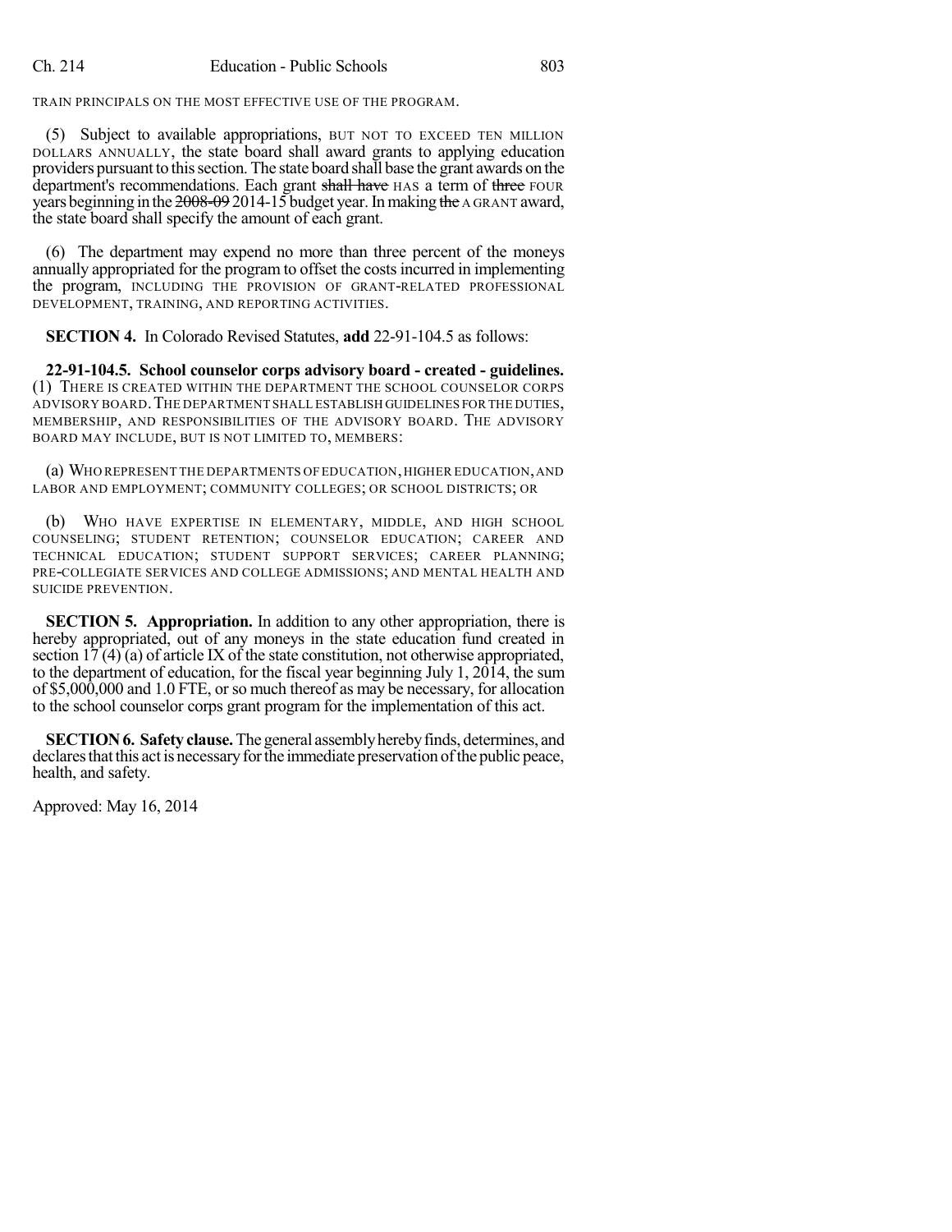TRAIN PRINCIPALS ON THE MOST EFFECTIVE USE OF THE PROGRAM.

(5) Subject to available appropriations, BUT NOT TO EXCEED TEN MILLION DOLLARS ANNUALLY, the state board shall award grants to applying education providers pursuant to this section. The state board shall base the grant awards on the department's recommendations. Each grant ~~shall have~~ HAS a term of ~~three~~ FOUR years beginning in the ~~2008-09~~ 2014-15 budget year. In making ~~the~~ A GRANT award, the state board shall specify the amount of each grant.

(6) The department may expend no more than three percent of the moneys annually appropriated for the program to offset the costs incurred in implementing the program, INCLUDING THE PROVISION OF GRANT-RELATED PROFESSIONAL DEVELOPMENT, TRAINING, AND REPORTING ACTIVITIES.

**SECTION 4.** In Colorado Revised Statutes, **add** 22-91-104.5 as follows:

**22-91-104.5. School counselor corps advisory board - created - guidelines.** (1) THERE IS CREATED WITHIN THE DEPARTMENT THE SCHOOL COUNSELOR CORPS ADVISORY BOARD. THE DEPARTMENT SHALL ESTABLISH GUIDELINES FOR THE DUTIES, MEMBERSHIP, AND RESPONSIBILITIES OF THE ADVISORY BOARD. THE ADVISORY BOARD MAY INCLUDE, BUT IS NOT LIMITED TO, MEMBERS:

(a) WHO REPRESENT THE DEPARTMENTS OF EDUCATION, HIGHER EDUCATION, AND LABOR AND EMPLOYMENT; COMMUNITY COLLEGES; OR SCHOOL DISTRICTS; OR

(b) WHO HAVE EXPERTISE IN ELEMENTARY, MIDDLE, AND HIGH SCHOOL COUNSELING; STUDENT RETENTION; COUNSELOR EDUCATION; CAREER AND TECHNICAL EDUCATION; STUDENT SUPPORT SERVICES; CAREER PLANNING; PRE-COLLEGIATE SERVICES AND COLLEGE ADMISSIONS; AND MENTAL HEALTH AND SUICIDE PREVENTION.

**SECTION 5. Appropriation.** In addition to any other appropriation, there is hereby appropriated, out of any moneys in the state education fund created in section 17 (4) (a) of article IX of the state constitution, not otherwise appropriated, to the department of education, for the fiscal year beginning July 1, 2014, the sum of $5,000,000 and 1.0 FTE, or so much thereof as may be necessary, for allocation to the school counselor corps grant program for the implementation of this act.

**SECTION 6. Safety clause.** The general assembly hereby finds, determines, and declares that this act is necessary for the immediate preservation of the public peace, health, and safety.

Approved: May 16, 2014